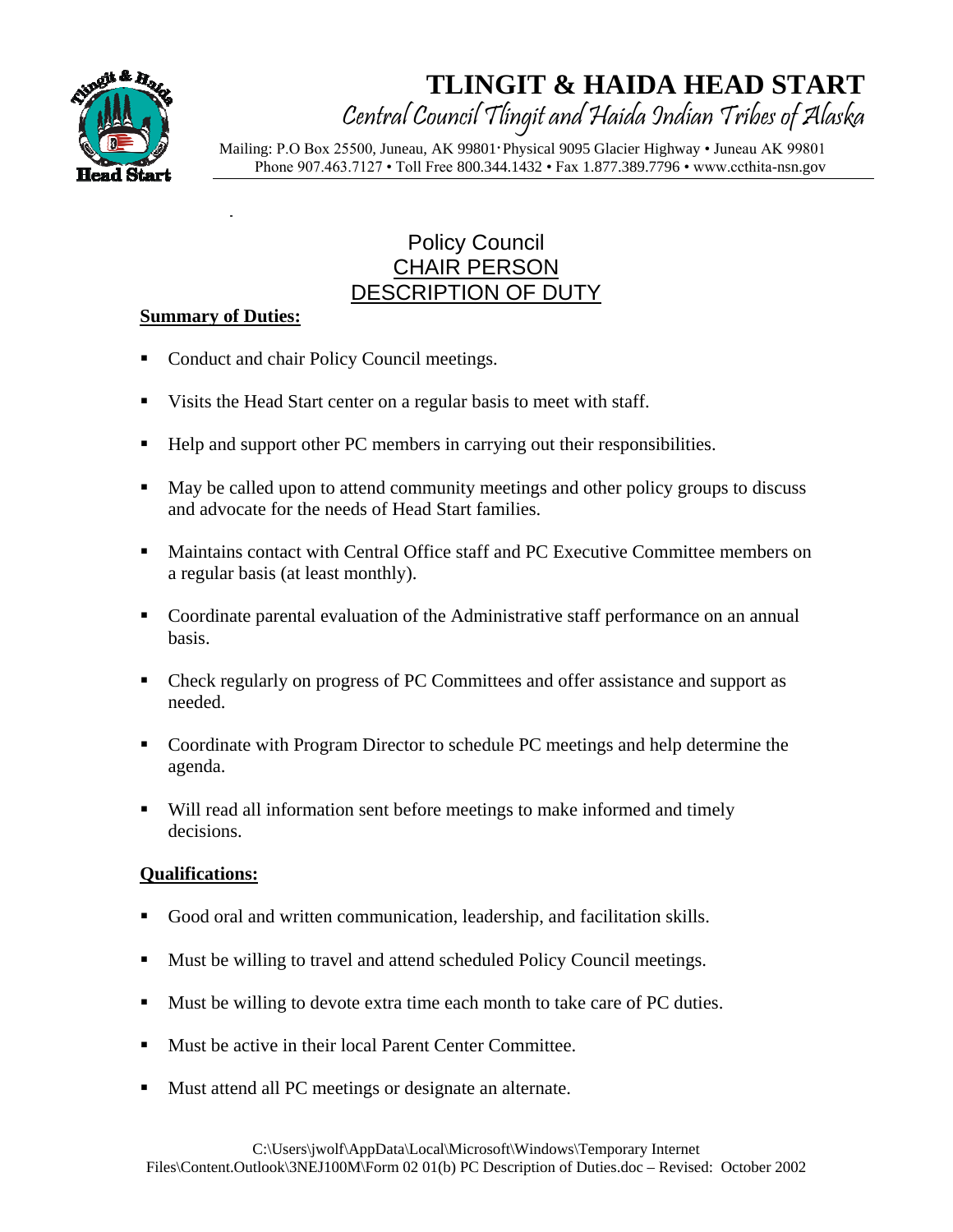# TLINGIT & HAIDA HEAD START

Central Council Tlingit and Haida Indian Tribes of Alaska

Mailing: P.O Box 25500, Juneau, AK 99801· Physical 9095 Glacier Highway • Juneau AK 99801
Phone 907.463.7127 • Toll Free 800.344.1432 • Fax 1.877.389.7796 • www.ccthita-nsn.gov

## Policy Council
## CHAIR PERSON
## DESCRIPTION OF DUTY

**Summary of Duties:**

- Conduct and chair Policy Council meetings.
- Visits the Head Start center on a regular basis to meet with staff.
- Help and support other PC members in carrying out their responsibilities.
- May be called upon to attend community meetings and other policy groups to discuss and advocate for the needs of Head Start families.
- Maintains contact with Central Office staff and PC Executive Committee members on a regular basis (at least monthly).
- Coordinate parental evaluation of the Administrative staff performance on an annual basis.
- Check regularly on progress of PC Committees and offer assistance and support as needed.
- Coordinate with Program Director to schedule PC meetings and help determine the agenda.
- Will read all information sent before meetings to make informed and timely decisions.

**Qualifications:**

- Good oral and written communication, leadership, and facilitation skills.
- Must be willing to travel and attend scheduled Policy Council meetings.
- Must be willing to devote extra time each month to take care of PC duties.
- Must be active in their local Parent Center Committee.
- Must attend all PC meetings or designate an alternate.

C:\Users\jwolf\AppData\Local\Microsoft\Windows\Temporary Internet Files\Content.Outlook\3NEJ100M\Form 02 01(b) PC Description of Duties.doc – Revised: October 2002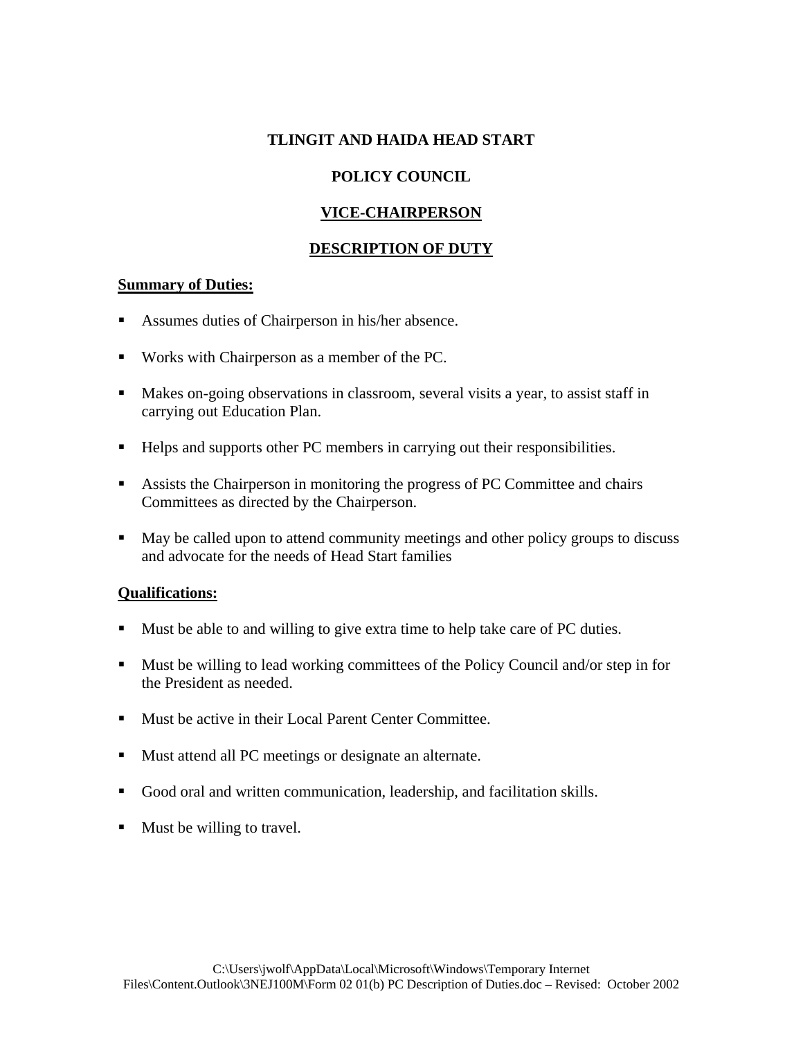**TLINGIT AND HAIDA HEAD START**

**POLICY COUNCIL**

**VICE-CHAIRPERSON**

**DESCRIPTION OF DUTY**

**Summary of Duties:**

- Assumes duties of Chairperson in his/her absence.
- Works with Chairperson as a member of the PC.
- Makes on-going observations in classroom, several visits a year, to assist staff in carrying out Education Plan.
- Helps and supports other PC members in carrying out their responsibilities.
- Assists the Chairperson in monitoring the progress of PC Committee and chairs Committees as directed by the Chairperson.
- May be called upon to attend community meetings and other policy groups to discuss and advocate for the needs of Head Start families

**Qualifications:**

- Must be able to and willing to give extra time to help take care of PC duties.
- Must be willing to lead working committees of the Policy Council and/or step in for the President as needed.
- Must be active in their Local Parent Center Committee.
- Must attend all PC meetings or designate an alternate.
- Good oral and written communication, leadership, and facilitation skills.
- Must be willing to travel.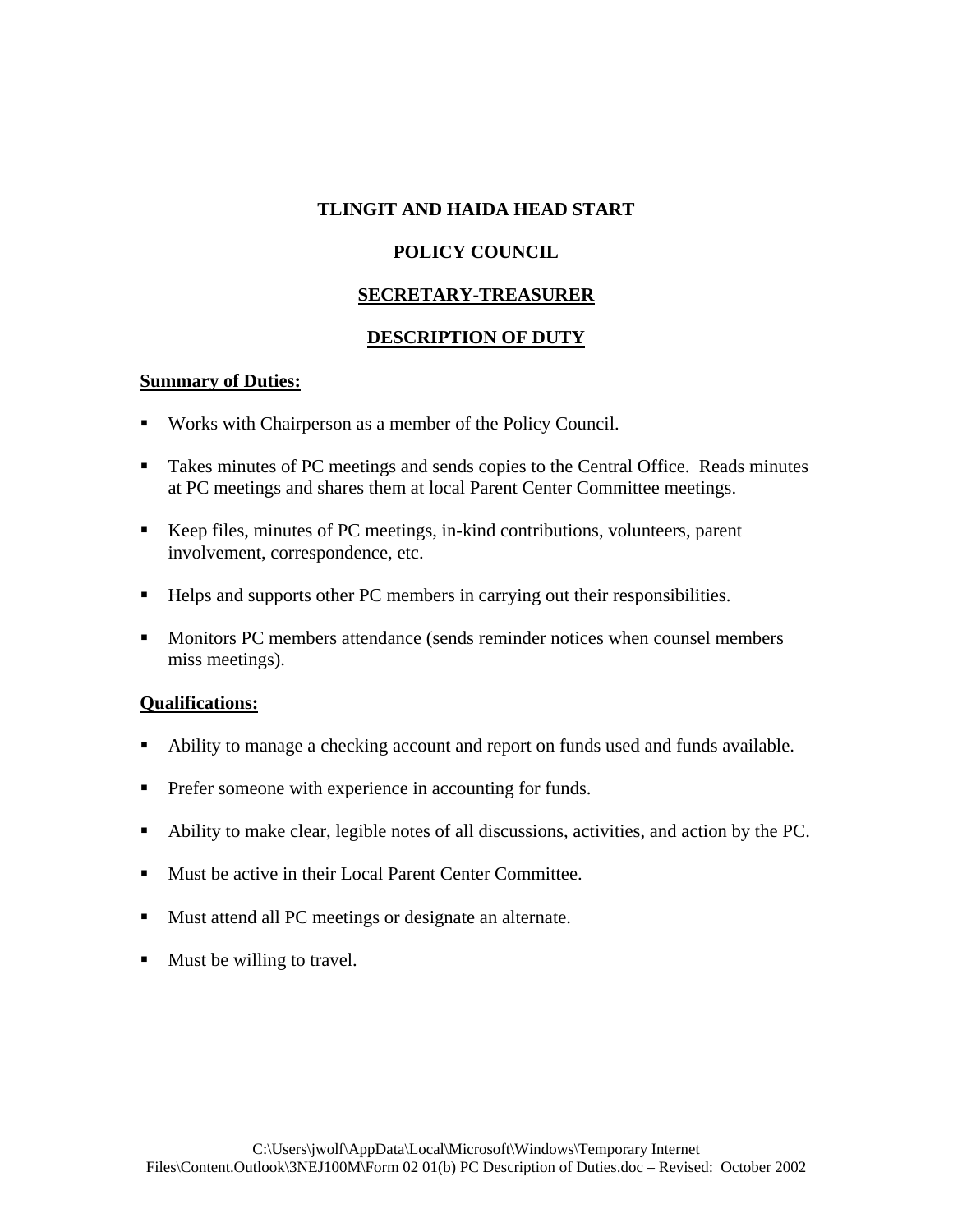# TLINGIT AND HAIDA HEAD START

## POLICY COUNCIL

## SECRETARY-TREASURER

## DESCRIPTION OF DUTY

**Summary of Duties:**

- Works with Chairperson as a member of the Policy Council.
- Takes minutes of PC meetings and sends copies to the Central Office. Reads minutes at PC meetings and shares them at local Parent Center Committee meetings.
- Keep files, minutes of PC meetings, in-kind contributions, volunteers, parent involvement, correspondence, etc.
- Helps and supports other PC members in carrying out their responsibilities.
- Monitors PC members attendance (sends reminder notices when counsel members miss meetings).

**Qualifications:**

- Ability to manage a checking account and report on funds used and funds available.
- Prefer someone with experience in accounting for funds.
- Ability to make clear, legible notes of all discussions, activities, and action by the PC.
- Must be active in their Local Parent Center Committee.
- Must attend all PC meetings or designate an alternate.
- Must be willing to travel.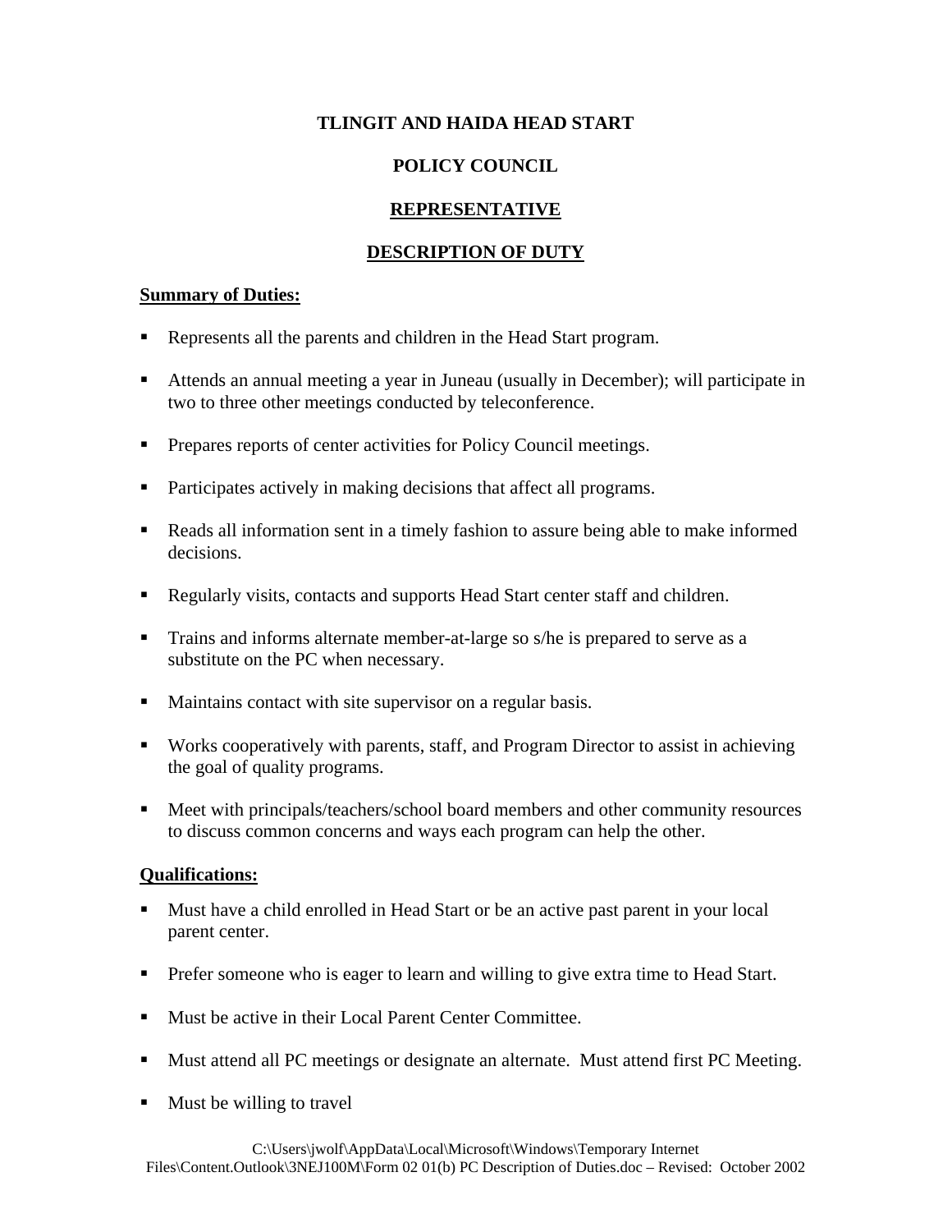# TLINGIT AND HAIDA HEAD START

## POLICY COUNCIL

## REPRESENTATIVE

## DESCRIPTION OF DUTY

**Summary of Duties:**

- Represents all the parents and children in the Head Start program.
- Attends an annual meeting a year in Juneau (usually in December); will participate in two to three other meetings conducted by teleconference.
- Prepares reports of center activities for Policy Council meetings.
- Participates actively in making decisions that affect all programs.
- Reads all information sent in a timely fashion to assure being able to make informed decisions.
- Regularly visits, contacts and supports Head Start center staff and children.
- Trains and informs alternate member-at-large so s/he is prepared to serve as a substitute on the PC when necessary.
- Maintains contact with site supervisor on a regular basis.
- Works cooperatively with parents, staff, and Program Director to assist in achieving the goal of quality programs.
- Meet with principals/teachers/school board members and other community resources to discuss common concerns and ways each program can help the other.

**Qualifications:**

- Must have a child enrolled in Head Start or be an active past parent in your local parent center.
- Prefer someone who is eager to learn and willing to give extra time to Head Start.
- Must be active in their Local Parent Center Committee.
- Must attend all PC meetings or designate an alternate. Must attend first PC Meeting.
- Must be willing to travel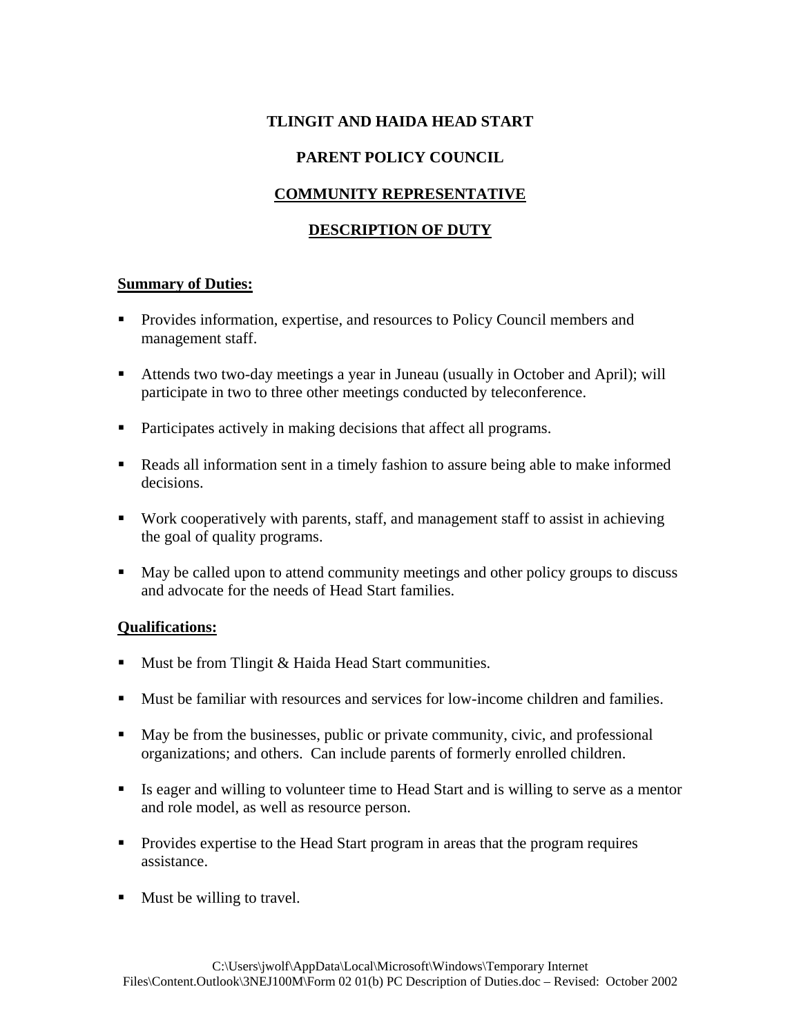# TLINGIT AND HAIDA HEAD START

## PARENT POLICY COUNCIL

## COMMUNITY REPRESENTATIVE

## DESCRIPTION OF DUTY

**Summary of Duties:**

- Provides information, expertise, and resources to Policy Council members and management staff.
- Attends two two-day meetings a year in Juneau (usually in October and April); will participate in two to three other meetings conducted by teleconference.
- Participates actively in making decisions that affect all programs.
- Reads all information sent in a timely fashion to assure being able to make informed decisions.
- Work cooperatively with parents, staff, and management staff to assist in achieving the goal of quality programs.
- May be called upon to attend community meetings and other policy groups to discuss and advocate for the needs of Head Start families.

**Qualifications:**

- Must be from Tlingit & Haida Head Start communities.
- Must be familiar with resources and services for low-income children and families.
- May be from the businesses, public or private community, civic, and professional organizations; and others. Can include parents of formerly enrolled children.
- Is eager and willing to volunteer time to Head Start and is willing to serve as a mentor and role model, as well as resource person.
- Provides expertise to the Head Start program in areas that the program requires assistance.
- Must be willing to travel.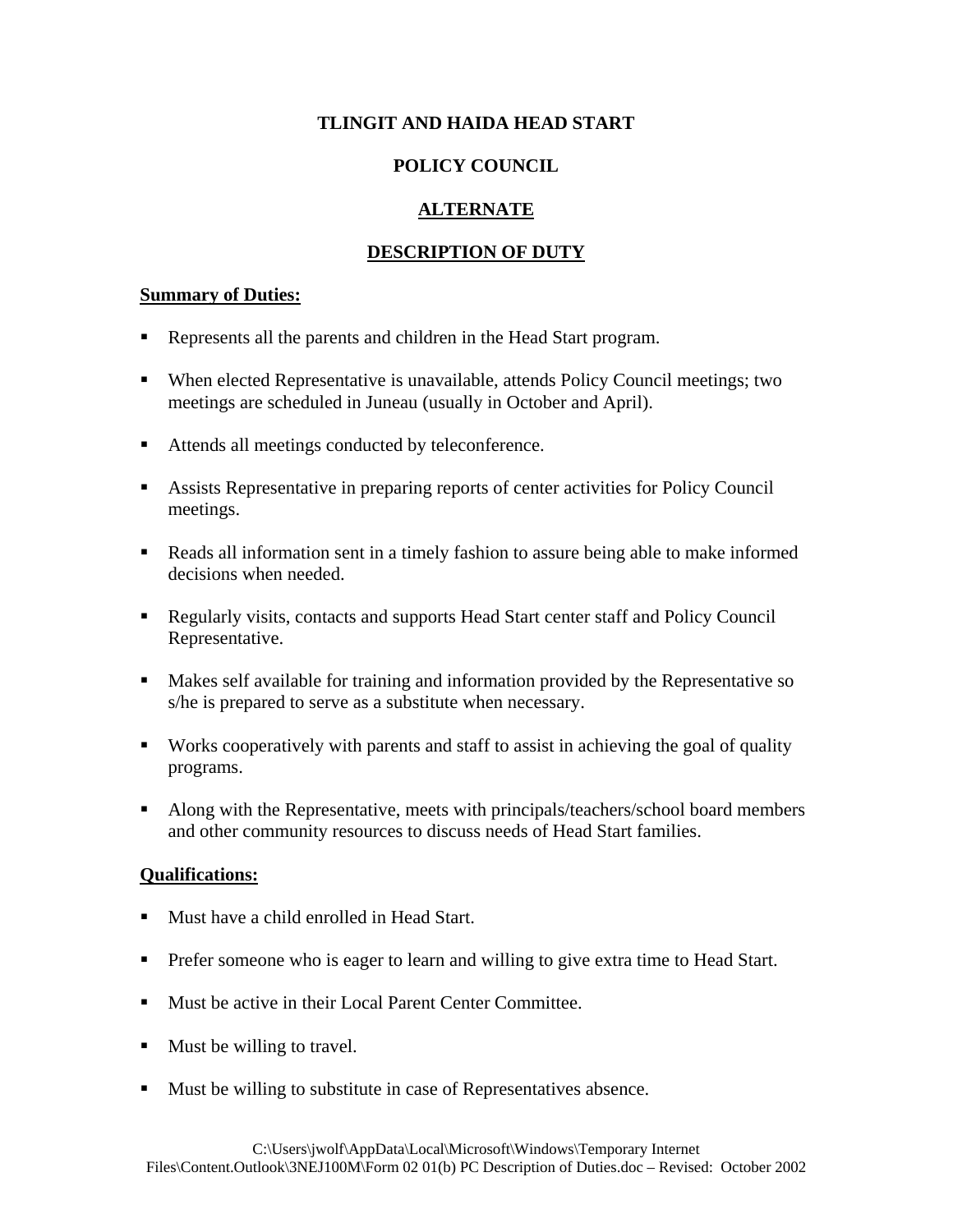# TLINGIT AND HAIDA HEAD START

## POLICY COUNCIL

## ALTERNATE

## DESCRIPTION OF DUTY

**Summary of Duties:**

- Represents all the parents and children in the Head Start program.
- When elected Representative is unavailable, attends Policy Council meetings; two meetings are scheduled in Juneau (usually in October and April).
- Attends all meetings conducted by teleconference.
- Assists Representative in preparing reports of center activities for Policy Council meetings.
- Reads all information sent in a timely fashion to assure being able to make informed decisions when needed.
- Regularly visits, contacts and supports Head Start center staff and Policy Council Representative.
- Makes self available for training and information provided by the Representative so s/he is prepared to serve as a substitute when necessary.
- Works cooperatively with parents and staff to assist in achieving the goal of quality programs.
- Along with the Representative, meets with principals/teachers/school board members and other community resources to discuss needs of Head Start families.

**Qualifications:**

- Must have a child enrolled in Head Start.
- Prefer someone who is eager to learn and willing to give extra time to Head Start.
- Must be active in their Local Parent Center Committee.
- Must be willing to travel.
- Must be willing to substitute in case of Representatives absence.

C:\Users\jwolf\AppData\Local\Microsoft\Windows\Temporary Internet Files\Content.Outlook\3NEJ100M\Form 02 01(b) PC Description of Duties.doc – Revised: October 2002